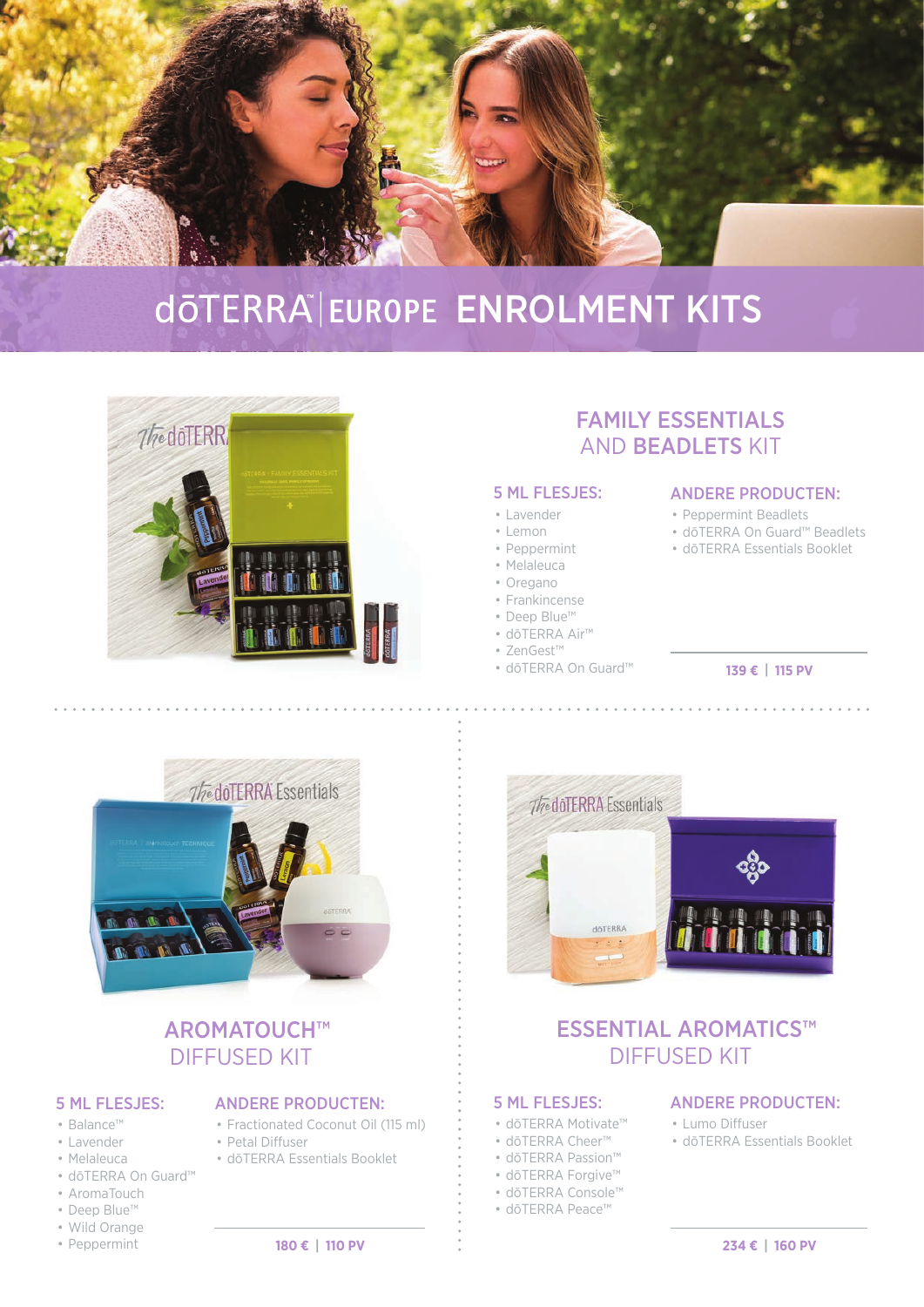# dōTERRA™ | EUROPE ENROLMENT KITS

## FAMILY ESSENTIALS AND BEADLETS KIT

### 5 ML FLESJES:

- Lavender
- Lemon
- Peppermint
- Melaleuca
- Oregano
- Frankincense
- Deep Blue™
- dōTERRA Air™
- ZenGest™
- dōTERRA On Guard™

### ANDERE PRODUCTEN:

- Peppermint Beadlets
- dōTERRA On Guard™ Beadlets
- dōTERRA Essentials Booklet

**139 € | 115 PV**

## AROMATOUCH™ DIFFUSED KIT

### 5 ML FLESJES:

- Balance™
- Lavender
- Melaleuca
- dōTERRA On Guard™
- AromaTouch
- Deep Blue™
- Wild Orange
- Peppermint

### ANDERE PRODUCTEN:

- Fractionated Coconut Oil (115 ml)
- Petal Diffuser
- dōTERRA Essentials Booklet

**180 € | 110 PV**

## ESSENTIAL AROMATICS™ DIFFUSED KIT

### 5 ML FLESJES:

- dōTERRA Motivate™
- dōTERRA Cheer™
- dōTERRA Passion™
- dōTERRA Forgive™
- dōTERRA Console™
- dōTERRA Peace™

### ANDERE PRODUCTEN:

- Lumo Diffuser
- dōTERRA Essentials Booklet

**234 € | 160 PV**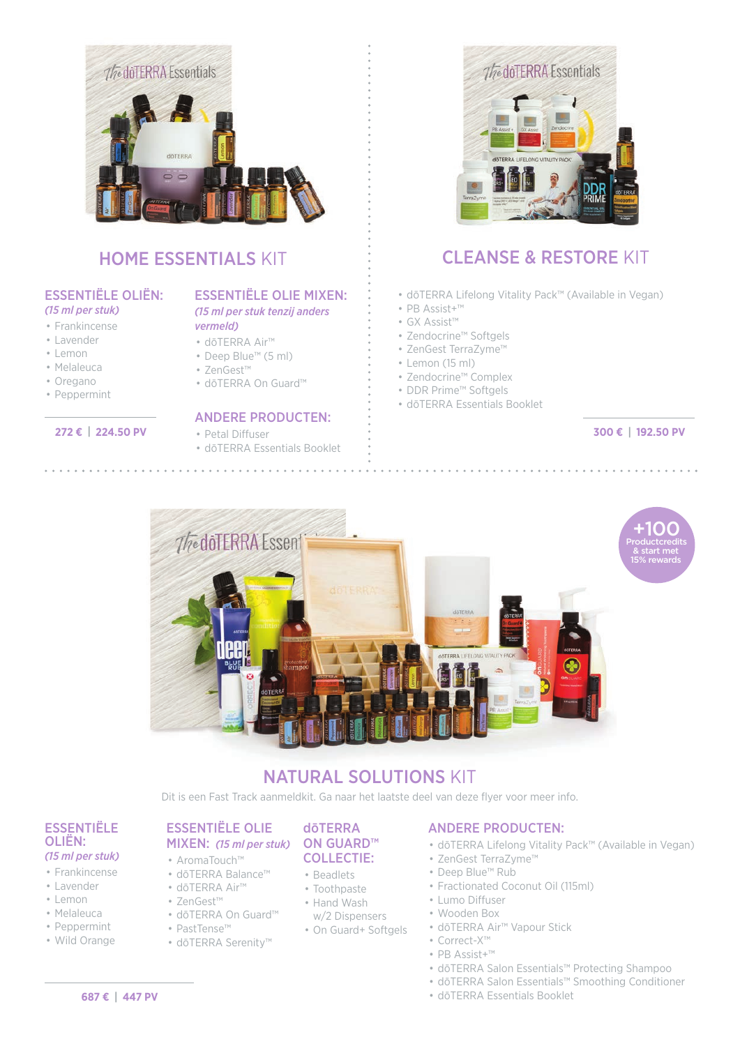## HOME ESSENTIALS KIT

### ESSENTIËLE OLIËN:

*(15 ml per stuk)*

- Frankincense
- Lavender
- Lemon
- Melaleuca
- Oregano
- Peppermint

### ESSENTIËLE OLIE MIXEN:

*(15 ml per stuk tenzij anders vermeld)*

- dōTERRA Air™
- Deep Blue™ (5 ml)
- ZenGest™
- dōTERRA On Guard™

### ANDERE PRODUCTEN:

- Petal Diffuser
- dōTERRA Essentials Booklet

**272 € | 224.50 PV**

## CLEANSE & RESTORE KIT

- dōTERRA Lifelong Vitality Pack™ (Available in Vegan)
- PB Assist+™
- GX Assist™
- Zendocrine™ Softgels
- ZenGest TerraZyme™
- Lemon (15 ml)
- Zendocrine™ Complex
- DDR Prime™ Softgels
- dōTERRA Essentials Booklet

**300 € | 192.50 PV**

## NATURAL SOLUTIONS KIT

+100 Productcredits & start met 15% rewards

Dit is een Fast Track aanmeldkit. Ga naar het laatste deel van deze flyer voor meer info.

### ESSENTIËLE OLIËN:

*(15 ml per stuk)*

- Frankincense
- Lavender
- Lemon
- Melaleuca
- Peppermint
- Wild Orange

### ESSENTIËLE OLIE MIXEN: *(15 ml per stuk)*

- AromaTouch™
- dōTERRA Balance™
- dōTERRA Air™
- ZenGest™
- dōTERRA On Guard™
- PastTense™
- dōTERRA Serenity™

### dōTERRA ON GUARD™ COLLECTIE:

- Beadlets
- Toothpaste
- Hand Wash w/2 Dispensers
- On Guard+ Softgels

### ANDERE PRODUCTEN:

- dōTERRA Lifelong Vitality Pack™ (Available in Vegan)
- ZenGest TerraZyme™
- Deep Blue™ Rub
- Fractionated Coconut Oil (115ml)
- Lumo Diffuser
- Wooden Box
- dōTERRA Air™ Vapour Stick
- Correct-X™
- PB Assist+™
- dōTERRA Salon Essentials™ Protecting Shampoo
- dōTERRA Salon Essentials™ Smoothing Conditioner
- dōTERRA Essentials Booklet

**687 € | 447 PV**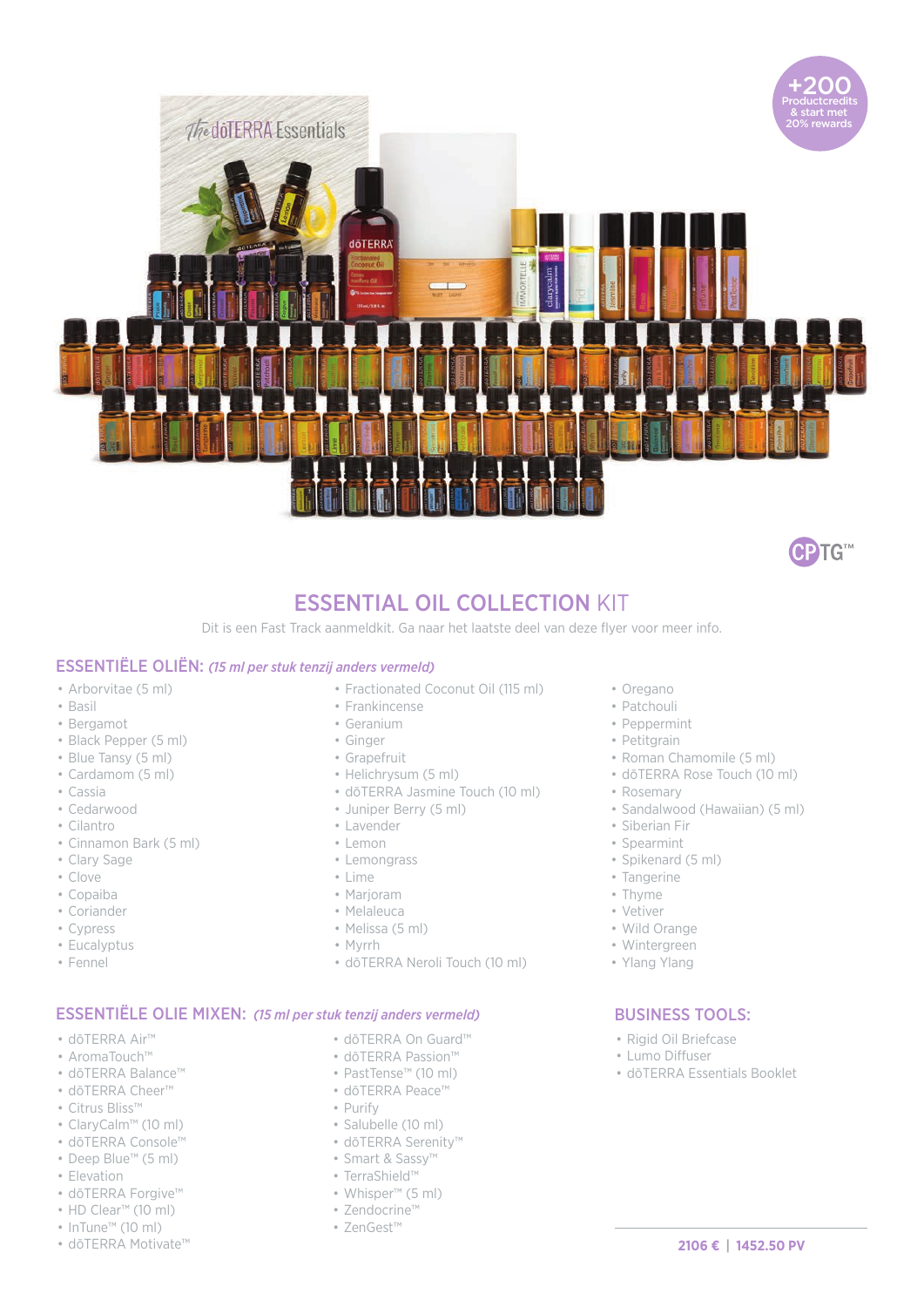+200 Productcredits & start met 20% rewards

# ESSENTIAL OIL COLLECTION KIT

Dit is een Fast Track aanmeldkit. Ga naar het laatste deel van deze flyer voor meer info.

## ESSENTIËLE OLIËN: *(15 ml per stuk tenzij anders vermeld)*

- Arborvitae (5 ml)
- Basil
- Bergamot
- Black Pepper (5 ml)
- Blue Tansy (5 ml)
- Cardamom (5 ml)
- Cassia
- Cedarwood
- Cilantro
- Cinnamon Bark (5 ml)
- Clary Sage
- Clove
- Copaiba
- Coriander
- Cypress
- Eucalyptus
- Fennel
- Fractionated Coconut Oil (115 ml)
- Frankincense
- Geranium
- Ginger
- Grapefruit
- Helichrysum (5 ml)
- dōTERRA Jasmine Touch (10 ml)
- Juniper Berry (5 ml)
- Lavender
- Lemon
- Lemongrass
- Lime
- Marjoram
- Melaleuca
- Melissa (5 ml)
- Myrrh
- dōTERRA Neroli Touch (10 ml)
- Oregano
- Patchouli
- Peppermint
- Petitgrain
- Roman Chamomile (5 ml)
- dōTERRA Rose Touch (10 ml)
- Rosemary
- Sandalwood (Hawaiian) (5 ml)
- Siberian Fir
- Spearmint
- Spikenard (5 ml)
- Tangerine
- Thyme
- Vetiver
- Wild Orange
- Wintergreen
- Ylang Ylang

## ESSENTIËLE OLIE MIXEN: *(15 ml per stuk tenzij anders vermeld)*

- dōTERRA Air™
- AromaTouch™
- dōTERRA Balance™
- dōTERRA Cheer™
- Citrus Bliss™
- ClaryCalm™ (10 ml)
- dōTERRA Console™
- Deep Blue™ (5 ml)
- Elevation
- dōTERRA Forgive™
- HD Clear™ (10 ml)
- InTune™ (10 ml)
- dōTERRA Motivate™
- dōTERRA On Guard™
- dōTERRA Passion™
- PastTense™ (10 ml)
- dōTERRA Peace™
- Purify
- Salubelle (10 ml)
- dōTERRA Serenity™
- Smart & Sassy™
- TerraShield™
- Whisper™ (5 ml)
- Zendocrine™
- ZenGest™

## BUSINESS TOOLS:

- Rigid Oil Briefcase
- Lumo Diffuser
- dōTERRA Essentials Booklet

**2106 € | 1452.50 PV**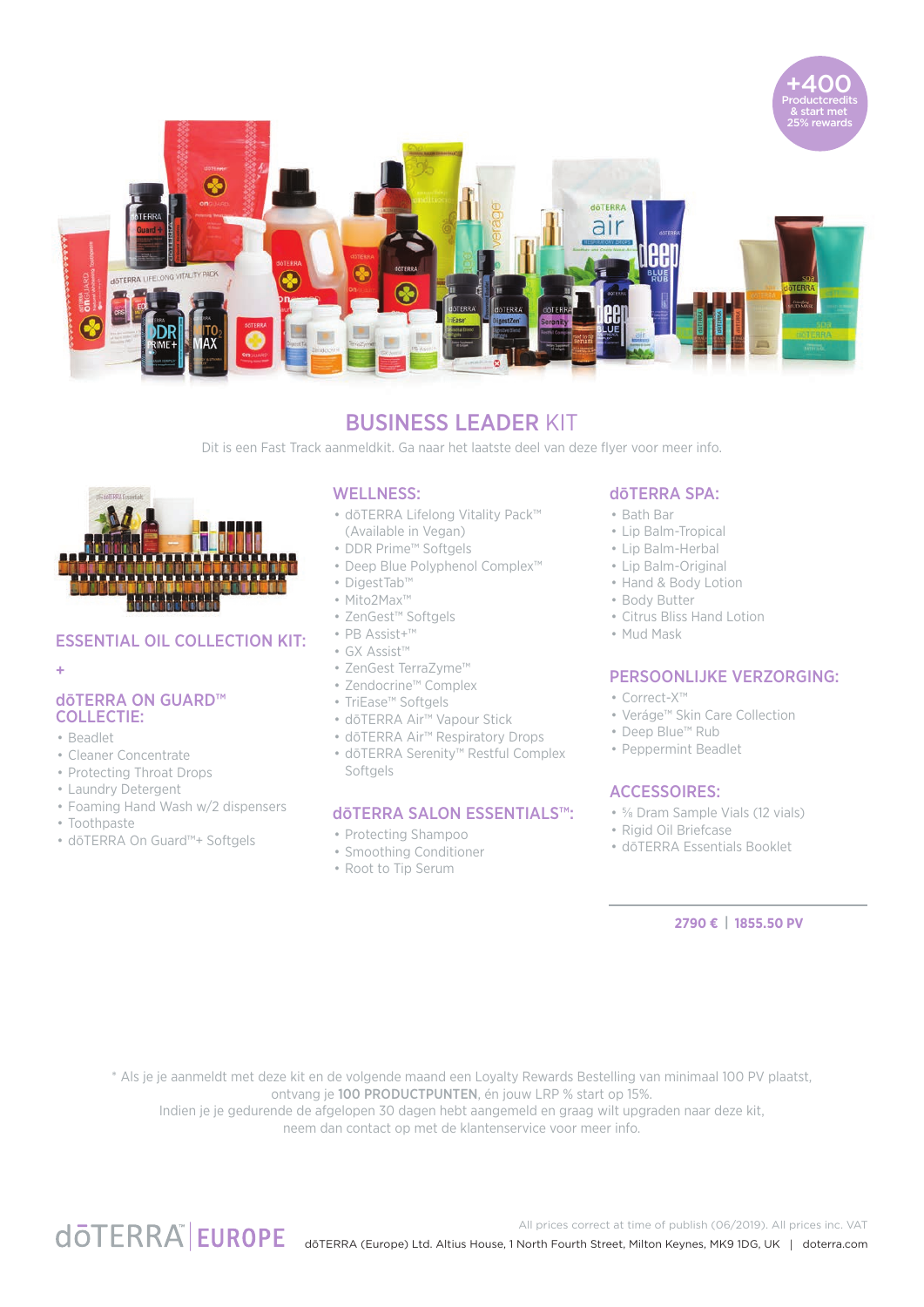+400
Productcredits
& start met
25% rewards

# BUSINESS LEADER KIT

Dit is een Fast Track aanmeldkit. Ga naar het laatste deel van deze flyer voor meer info.

## ESSENTIAL OIL COLLECTION KIT:

+

## dōTERRA ON GUARD™ COLLECTIE:

- Beadlet
- Cleaner Concentrate
- Protecting Throat Drops
- Laundry Detergent
- Foaming Hand Wash w/2 dispensers
- Toothpaste
- dōTERRA On Guard™+ Softgels

## WELLNESS:

- dōTERRA Lifelong Vitality Pack™ (Available in Vegan)
- DDR Prime™ Softgels
- Deep Blue Polyphenol Complex™
- DigestTab™
- Mito2Max™
- ZenGest™ Softgels
- PB Assist+™
- GX Assist™
- ZenGest TerraZyme™
- Zendocrine™ Complex
- TriEase™ Softgels
- dōTERRA Air™ Vapour Stick
- dōTERRA Air™ Respiratory Drops
- dōTERRA Serenity™ Restful Complex Softgels

## dōTERRA SALON ESSENTIALS™:

- Protecting Shampoo
- Smoothing Conditioner
- Root to Tip Serum

## dōTERRA SPA:

- Bath Bar
- Lip Balm-Tropical
- Lip Balm-Herbal
- Lip Balm-Original
- Hand & Body Lotion
- Body Butter
- Citrus Bliss Hand Lotion
- Mud Mask

## PERSOONLIJKE VERZORGING:

- Correct-X™
- Verāge™ Skin Care Collection
- Deep Blue™ Rub
- Peppermint Beadlet

## ACCESSOIRES:

- ⅝ Dram Sample Vials (12 vials)
- Rigid Oil Briefcase
- dōTERRA Essentials Booklet

**2790 € | 1855.50 PV**

\* Als je je aanmeldt met deze kit en de volgende maand een Loyalty Rewards Bestelling van minimaal 100 PV plaatst, ontvang je **100 PRODUCTPUNTEN**, én jouw LRP % start op 15%.
Indien je je gedurende de afgelopen 30 dagen hebt aangemeld en graag wilt upgraden naar deze kit, neem dan contact op met de klantenservice voor meer info.

dōTERRA | EUROPE

All prices correct at time of publish (06/2019). All prices inc. VAT
dōTERRA (Europe) Ltd. Altius House, 1 North Fourth Street, Milton Keynes, MK9 1DG, UK | doterra.com